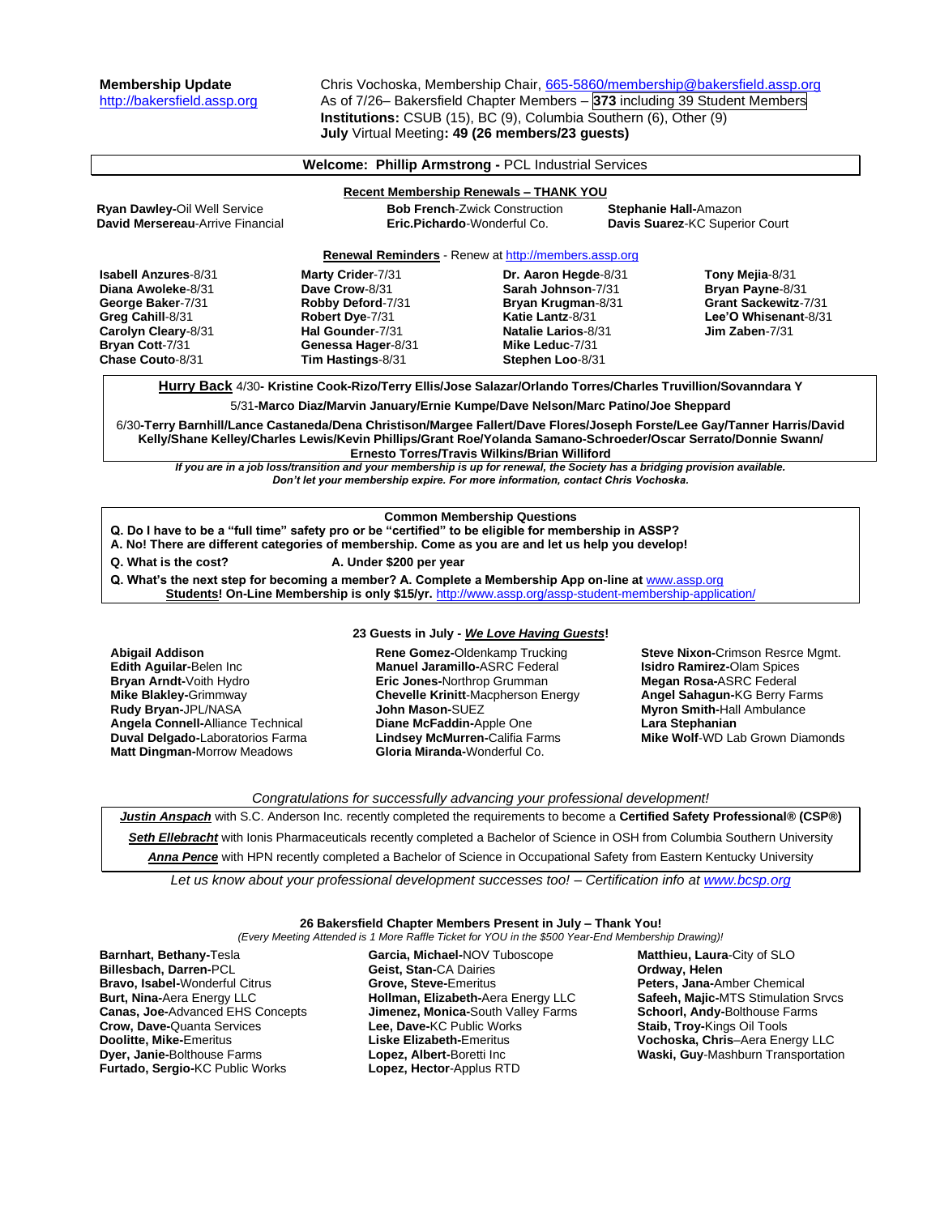**Membership Update**
http://bakersfield.assp.org

Chris Vochoska, Membership Chair, 665-5860/membership@bakersfield.assp.org
As of 7/26– Bakersfield Chapter Members – **373** including 39 Student Members
**Institutions:** CSUB (15), BC (9), Columbia Southern (6), Other (9)
**July** Virtual Meeting**: 49 (26 members/23 guests)**

**Welcome: Phillip Armstrong -** PCL Industrial Services

**Recent Membership Renewals – THANK YOU**

**Ryan Dawley-**Oil Well Service
**David Mersereau**-Arrive Financial
**Bob French**-Zwick Construction
**Eric.Pichardo**-Wonderful Co.
**Stephanie Hall-**Amazon
**Davis Suarez**-KC Superior Court

**Renewal Reminders** - Renew at http://members.assp.org

**Isabell Anzures**-8/31
**Diana Awoleke**-8/31
**George Baker**-7/31
**Greg Cahill**-8/31
**Carolyn Cleary**-8/31
**Bryan Cott**-7/31
**Chase Couto**-8/31
**Marty Crider**-7/31
**Dave Crow**-8/31
**Robby Deford**-7/31
**Robert Dye**-7/31
**Hal Gounder**-7/31
**Genessa Hager**-8/31
**Tim Hastings**-8/31
**Dr. Aaron Hegde**-8/31
**Sarah Johnson**-7/31
**Bryan Krugman**-8/31
**Katie Lantz**-8/31
**Natalie Larios**-8/31
**Mike Leduc**-7/31
**Stephen Loo**-8/31
**Tony Mejia**-8/31
**Bryan Payne**-8/31
**Grant Sackewitz**-7/31
**Lee'O Whisenant**-8/31
**Jim Zaben**-7/31

**Hurry Back** 4/30**- Kristine Cook-Rizo/Terry Ellis/Jose Salazar/Orlando Torres/Charles Truvillion/Sovanndara Y**

5/31**-Marco Diaz/Marvin January/Ernie Kumpe/Dave Nelson/Marc Patino/Joe Sheppard**

6/30**-Terry Barnhill/Lance Castaneda/Dena Christison/Margee Fallert/Dave Flores/Joseph Forste/Lee Gay/Tanner Harris/David Kelly/Shane Kelley/Charles Lewis/Kevin Phillips/Grant Roe/Yolanda Samano-Schroeder/Oscar Serrato/Donnie Swann/ Ernesto Torres/Travis Wilkins/Brian Williford**

***If you are in a job loss/transition and your membership is up for renewal, the Society has a bridging provision available. Don't let your membership expire. For more information, contact Chris Vochoska.***

**Common Membership Questions**

**Q. Do I have to be a "full time" safety pro or be "certified" to be eligible for membership in ASSP?**
**A. No! There are different categories of membership. Come as you are and let us help you develop!**

**Q. What is the cost?** **A. Under $200 per year**

**Q. What's the next step for becoming a member? A. Complete a Membership App on-line at** www.assp.org
**Students! On-Line Membership is only $15/yr.** http://www.assp.org/assp-student-membership-application/

**23 Guests in July - *We Love Having Guests*!**

**Abigail Addison**
**Edith Aguilar-**Belen Inc
**Bryan Arndt-**Voith Hydro
**Mike Blakley-**Grimmway
**Rudy Bryan-**JPL/NASA
**Angela Connell-**Alliance Technical
**Duval Delgado-**Laboratorios Farma
**Matt Dingman-**Morrow Meadows
**Rene Gomez-**Oldenkamp Trucking
**Manuel Jaramillo-**ASRC Federal
**Eric Jones-**Northrop Grumman
**Chevelle Krinitt**-Macpherson Energy
**John Mason-**SUEZ
**Diane McFaddin-**Apple One
**Lindsey McMurren-**Califia Farms
**Gloria Miranda-**Wonderful Co.
**Steve Nixon-**Crimson Resrce Mgmt.
**Isidro Ramirez-**Olam Spices
**Megan Rosa-**ASRC Federal
**Angel Sahagun-**KG Berry Farms
**Myron Smith-**Hall Ambulance
**Lara Stephanian**
**Mike Wolf**-WD Lab Grown Diamonds

*Congratulations for successfully advancing your professional development!*

***Justin Anspach*** with S.C. Anderson Inc. recently completed the requirements to become a **Certified Safety Professional® (CSP®)**

***Seth Ellebracht*** with Ionis Pharmaceuticals recently completed a Bachelor of Science in OSH from Columbia Southern University

***Anna Pence*** with HPN recently completed a Bachelor of Science in Occupational Safety from Eastern Kentucky University

*Let us know about your professional development successes too! – Certification info at www.bcsp.org*

**26 Bakersfield Chapter Members Present in July – Thank You!**
*(Every Meeting Attended is 1 More Raffle Ticket for YOU in the $500 Year-End Membership Drawing)!*

**Barnhart, Bethany-**Tesla
**Billesbach, Darren-**PCL
**Bravo, Isabel-**Wonderful Citrus
**Burt, Nina-**Aera Energy LLC
**Canas, Joe-**Advanced EHS Concepts
**Crow, Dave-**Quanta Services
**Doolitte, Mike-**Emeritus
**Dyer, Janie-**Bolthouse Farms
**Furtado, Sergio-**KC Public Works
**Garcia, Michael-**NOV Tuboscope
**Geist, Stan-**CA Dairies
**Grove, Steve-**Emeritus
**Hollman, Elizabeth-**Aera Energy LLC
**Jimenez, Monica-**South Valley Farms
**Lee, Dave-**KC Public Works
**Liske Elizabeth-**Emeritus
**Lopez, Albert-**Boretti Inc
**Lopez, Hector**-Applus RTD
**Matthieu, Laura**-City of SLO
**Ordway, Helen**
**Peters, Jana-**Amber Chemical
**Safeeh, Majic-**MTS Stimulation Srvcs
**Schoorl, Andy-**Bolthouse Farms
**Staib, Troy-**Kings Oil Tools
**Vochoska, Chris**–Aera Energy LLC
**Waski, Guy**-Mashburn Transportation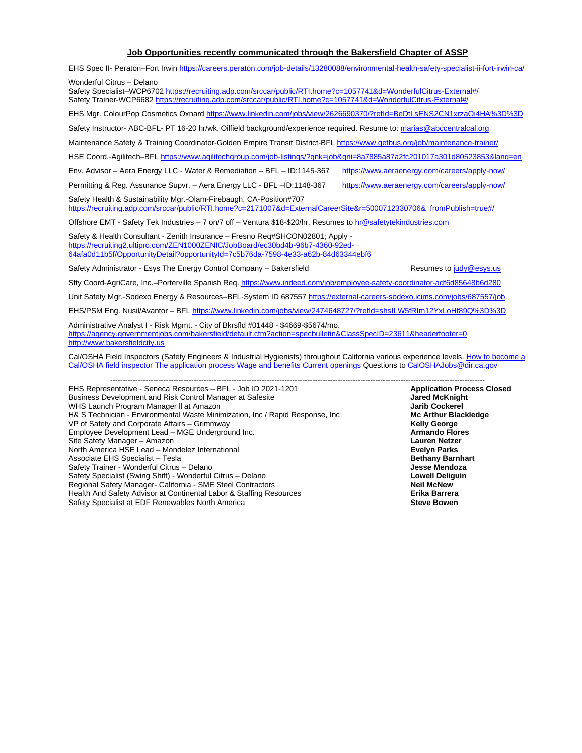## Job Opportunities recently communicated through the Bakersfield Chapter of ASSP

EHS Spec II- Peraton–Fort Irwin https://careers.peraton.com/job-details/13280088/environmental-health-safety-specialist-ii-fort-irwin-ca/

Wonderful Citrus – Delano
Safety Specialist–WCP6702 https://recruiting.adp.com/srccar/public/RTI.home?c=1057741&d=WonderfulCitrus-External#/
Safety Trainer-WCP6682 https://recruiting.adp.com/srccar/public/RTI.home?c=1057741&d=WonderfulCitrus-External#/

EHS Mgr. ColourPop Cosmetics Oxnard https://www.linkedin.com/jobs/view/2626690370/?refId=BeDtLsENS2CN1xrzaOi4HA%3D%3D

Safety Instructor- ABC-BFL- PT 16-20 hr/wk. Oilfield background/experience required. Resume to: marias@abccentralcal.org

Maintenance Safety & Training Coordinator-Golden Empire Transit District-BFL https://www.getbus.org/job/maintenance-trainer/

HSE Coord.-Agilitech–BFL https://www.agilitechgroup.com/job-listings/?gnk=job&gni=8a7885a87a2fc201017a301d80523853&lang=en

Env. Advisor – Aera Energy LLC - Water & Remediation – BFL – ID:1145-367 https://www.aeraenergy.com/careers/apply-now/

Permitting & Reg. Assurance Supvr. – Aera Energy LLC - BFL –ID:1148-367 https://www.aeraenergy.com/careers/apply-now/

Safety Health & Sustainability Mgr.-Olam-Firebaugh, CA-Position#707
https://recruiting.adp.com/srccar/public/RTI.home?c=2171007&d=ExternalCareerSite&r=5000712330706&_fromPublish=true#/

Offshore EMT - Safety Tek Industries – 7 on/7 off – Ventura $18-$20/hr. Resumes to hr@safetytekindustries.com

Safety & Health Consultant - Zenith Insurance – Fresno Req#SHCON02801; Apply -
https://recruiting2.ultipro.com/ZEN1000ZENIC/JobBoard/ec30bd4b-96b7-4360-92ed-64afa0d11b5f/OpportunityDetail?opportunityId=7c5b76da-7598-4e33-a62b-84d63344ebf6

Safety Administrator - Esys The Energy Control Company – Bakersfield Resumes to judy@esys.us

Sfty Coord-AgriCare, Inc.–Porterville Spanish Req. https://www.indeed.com/job/employee-safety-coordinator-adf6d85648b6d280

Unit Safety Mgr.-Sodexo Energy & Resources–BFL-System ID 687557 https://external-careers-sodexo.icims.com/jobs/687557/job

EHS/PSM Eng. Nusil/Avantor – BFL https://www.linkedin.com/jobs/view/2474648727/?refId=shsILW5fRIm12YxLoHf89Q%3D%3D

Administrative Analyst I - Risk Mgmt. - City of Bkrsfld #01448 - $4669-$5674/mo.
https://agency.governmentjobs.com/bakersfield/default.cfm?action=specbulletin&ClassSpecID=23611&headerfooter=0
http://www.bakersfieldcity.us

Cal/OSHA Field Inspectors (Safety Engineers & Industrial Hygienists) throughout California various experience levels. How to become a Cal/OSHA field inspector The application process Wage and benefits Current openings Questions to CalOSHAJobs@dir.ca.gov

---

| | |
|---|---|
| EHS Representative - Seneca Resources – BFL - Job ID 2021-1201 | **Application Process Closed** |
| Business Development and Risk Control Manager at Safesite | **Jared McKnight** |
| WHS Launch Program Manager ll at Amazon | **Jarib Cockerel** |
| H& S Technician - Environmental Waste Minimization, Inc / Rapid Response, Inc | **Mc Arthur Blackledge** |
| VP of Safety and Corporate Affairs – Grimmway | **Kelly George** |
| Employee Development Lead – MGE Underground Inc. | **Armando Flores** |
| Site Safety Manager – Amazon | **Lauren Netzer** |
| North America HSE Lead – Mondelez International | **Evelyn Parks** |
| Associate EHS Specialist – Tesla | **Bethany Barnhart** |
| Safety Trainer - Wonderful Citrus – Delano | **Jesse Mendoza** |
| Safety Specialist (Swing Shift) - Wonderful Citrus – Delano | **Lowell Deliguin** |
| Regional Safety Manager- California - SME Steel Contractors | **Neil McNew** |
| Health And Safety Advisor at Continental Labor & Staffing Resources | **Erika Barrera** |
| Safety Specialist at EDF Renewables North America | **Steve Bowen** |